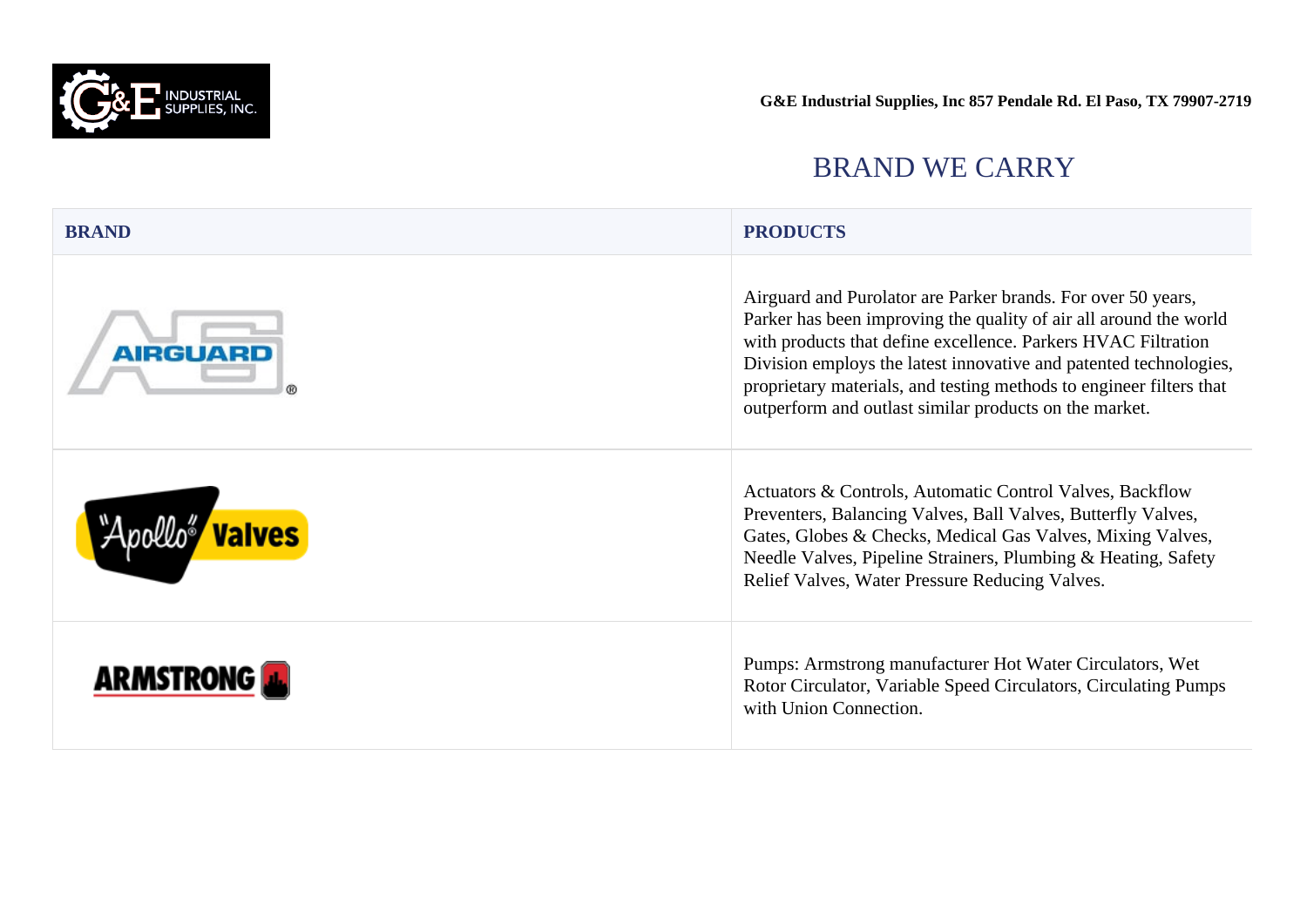G&E Industrial Supplies, Inc 857 Pendale Rd. El Paso, TX 79907-2719

# BRAND WE CARRY

| BRAND | PRODUCTS |
| --- | --- |
| AIRGUARD | Airguard and Purolator are Parker brands. For over 50 years, Parker has been improving the quality of air all around the world with products that define excellence. Parkers HVAC Filtration Division employs the latest innovative and patented technologies, proprietary materials, and testing methods to engineer filters that outperform and outlast similar products on the market. |
| Apollo Valves | Actuators & Controls, Automatic Control Valves, Backflow Preventers, Balancing Valves, Ball Valves, Butterfly Valves, Gates, Globes & Checks, Medical Gas Valves, Mixing Valves, Needle Valves, Pipeline Strainers, Plumbing & Heating, Safety Relief Valves, Water Pressure Reducing Valves. |
| ARMSTRONG | Pumps: Armstrong manufacturer Hot Water Circulators, Wet Rotor Circulator, Variable Speed Circulators, Circulating Pumps with Union Connection. |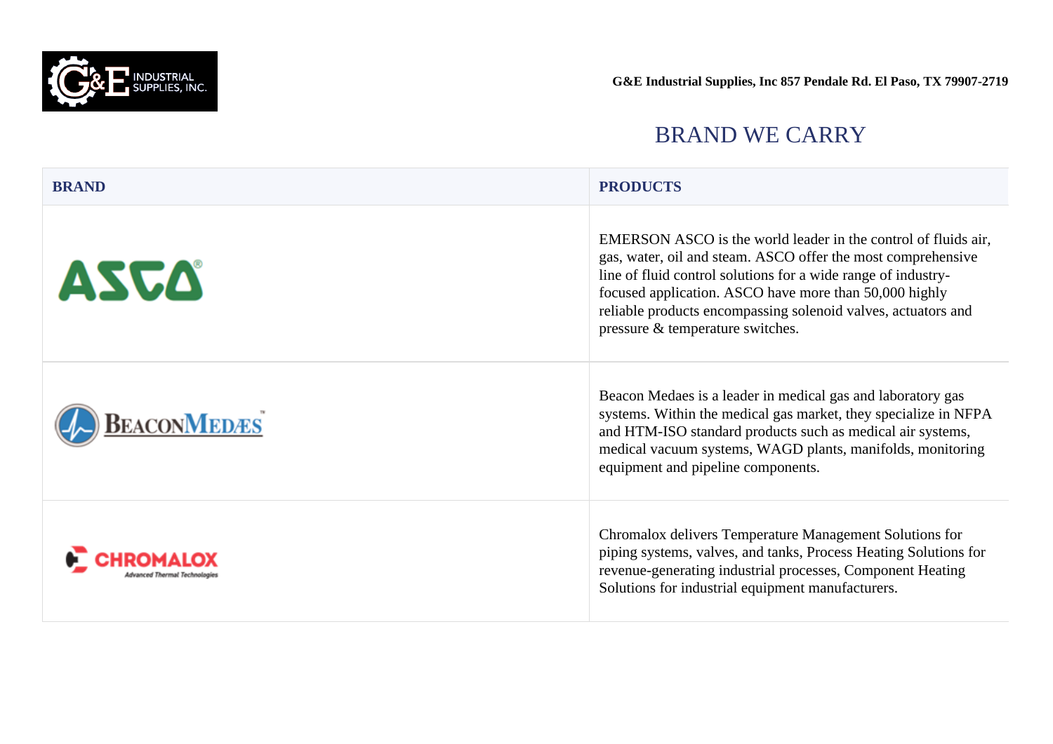G&E Industrial Supplies, Inc 857 Pendale Rd. El Paso, TX 79907-2719

## BRAND WE CARRY

| BRAND | PRODUCTS |
|---|---|
| ASCO | EMERSON ASCO is the world leader in the control of fluids air, gas, water, oil and steam. ASCO offer the most comprehensive line of fluid control solutions for a wide range of industry-focused application. ASCO have more than 50,000 highly reliable products encompassing solenoid valves, actuators and pressure & temperature switches. |
| BEACONMEDÆS | Beacon Medaes is a leader in medical gas and laboratory gas systems. Within the medical gas market, they specialize in NFPA and HTM-ISO standard products such as medical air systems, medical vacuum systems, WAGD plants, manifolds, monitoring equipment and pipeline components. |
| CHROMALOX Advanced Thermal Technologies | Chromalox delivers Temperature Management Solutions for piping systems, valves, and tanks, Process Heating Solutions for revenue-generating industrial processes, Component Heating Solutions for industrial equipment manufacturers. |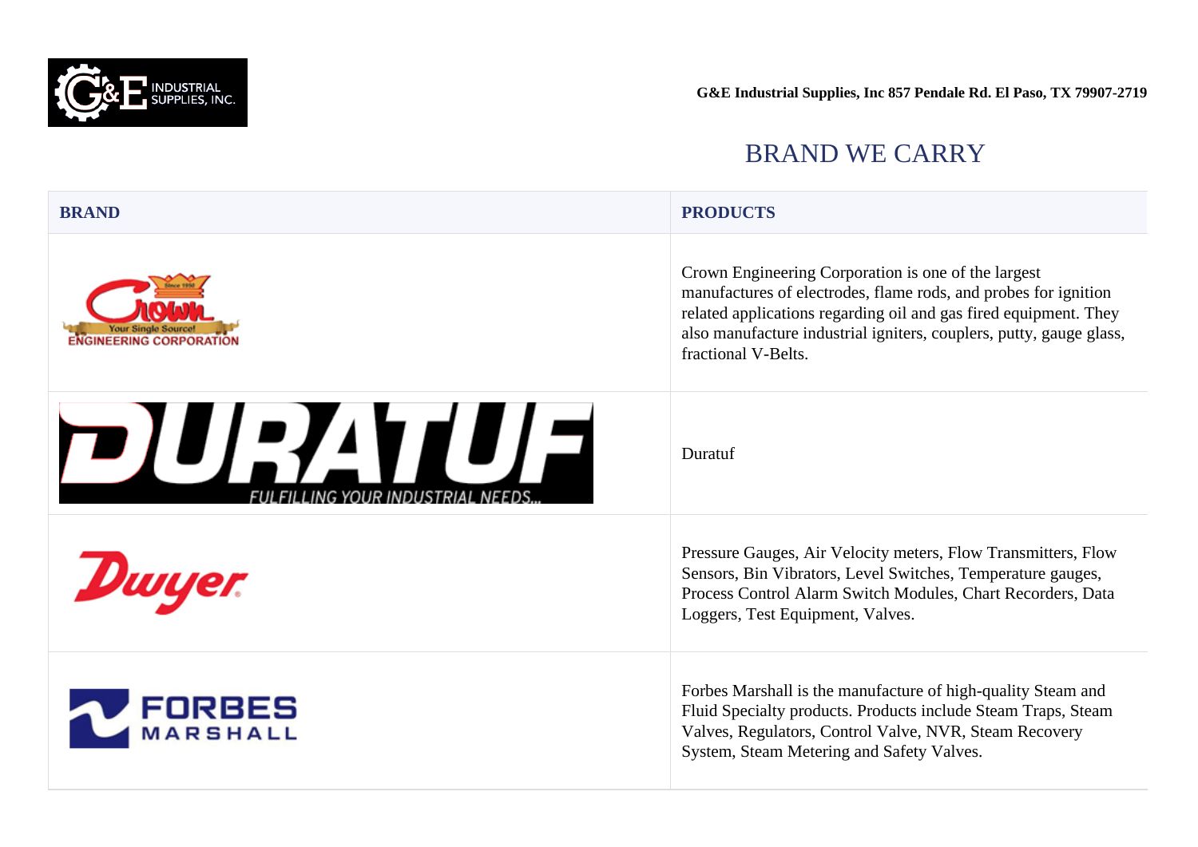G&E Industrial Supplies, Inc 857 Pendale Rd. El Paso, TX 79907-2719

## BRAND WE CARRY

| BRAND | PRODUCTS |
|---|---|
| Crown Engineering Corporation | Crown Engineering Corporation is one of the largest manufactures of electrodes, flame rods, and probes for ignition related applications regarding oil and gas fired equipment. They also manufacture industrial igniters, couplers, putty, gauge glass, fractional V-Belts. |
| Duratuf | Duratuf |
| Dwyer | Pressure Gauges, Air Velocity meters, Flow Transmitters, Flow Sensors, Bin Vibrators, Level Switches, Temperature gauges, Process Control Alarm Switch Modules, Chart Recorders, Data Loggers, Test Equipment, Valves. |
| Forbes Marshall | Forbes Marshall is the manufacture of high-quality Steam and Fluid Specialty products. Products include Steam Traps, Steam Valves, Regulators, Control Valve, NVR, Steam Recovery System, Steam Metering and Safety Valves. |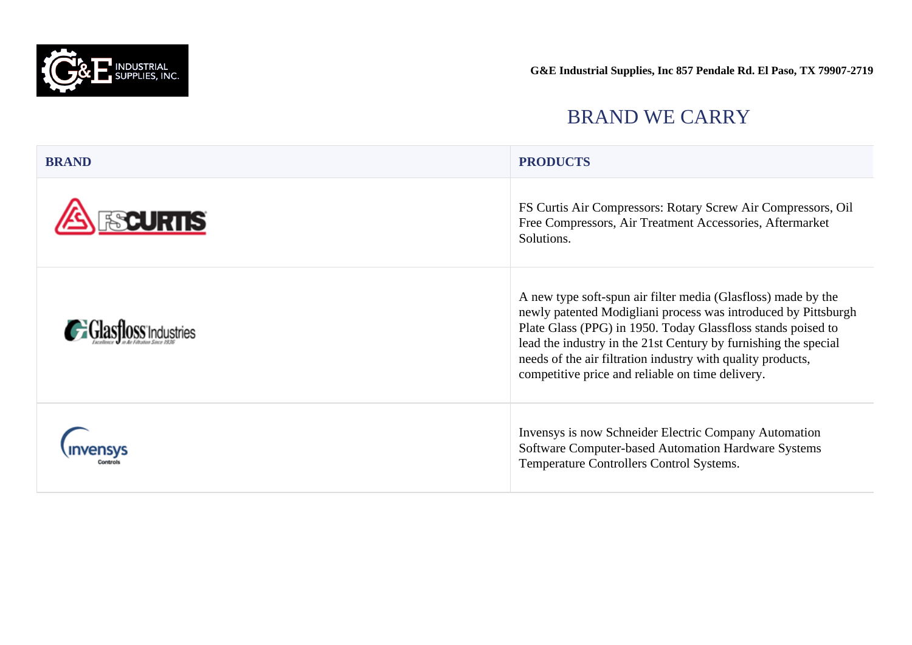G&E Industrial Supplies, Inc 857 Pendale Rd. El Paso, TX 79907-2719

## BRAND WE CARRY

| BRAND | PRODUCTS |
| --- | --- |
| FS CURTIS | FS Curtis Air Compressors: Rotary Screw Air Compressors, Oil Free Compressors, Air Treatment Accessories, Aftermarket Solutions. |
| Glasfloss Industries | A new type soft-spun air filter media (Glasfloss) made by the newly patented Modigliani process was introduced by Pittsburgh Plate Glass (PPG) in 1950. Today Glassfloss stands poised to lead the industry in the 21st Century by furnishing the special needs of the air filtration industry with quality products, competitive price and reliable on time delivery. |
| Invensys Controls | Invensys is now Schneider Electric Company Automation Software Computer-based Automation Hardware Systems Temperature Controllers Control Systems. |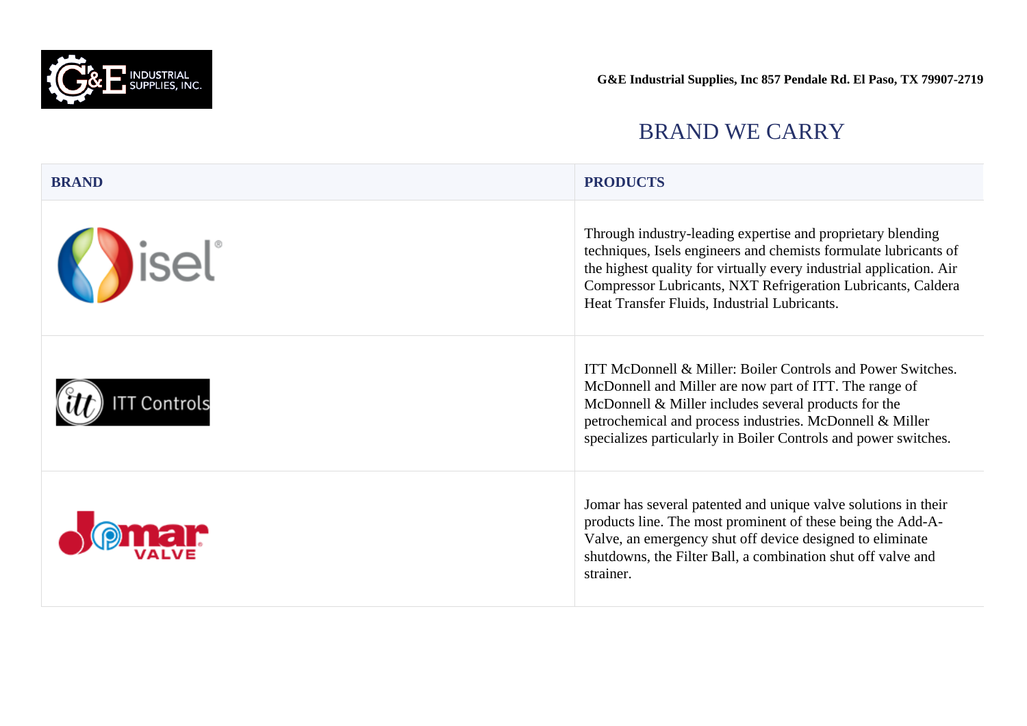G&E Industrial Supplies, Inc 857 Pendale Rd. El Paso, TX 79907-2719

## BRAND WE CARRY

| BRAND | PRODUCTS |
|---|---|
| isel | Through industry-leading expertise and proprietary blending techniques, Isels engineers and chemists formulate lubricants of the highest quality for virtually every industrial application. Air Compressor Lubricants, NXT Refrigeration Lubricants, Caldera Heat Transfer Fluids, Industrial Lubricants. |
| ITT Controls | ITT McDonnell & Miller: Boiler Controls and Power Switches. McDonnell and Miller are now part of ITT. The range of McDonnell & Miller includes several products for the petrochemical and process industries. McDonnell & Miller specializes particularly in Boiler Controls and power switches. |
| Jomar VALVE | Jomar has several patented and unique valve solutions in their products line. The most prominent of these being the Add-A-Valve, an emergency shut off device designed to eliminate shutdowns, the Filter Ball, a combination shut off valve and strainer. |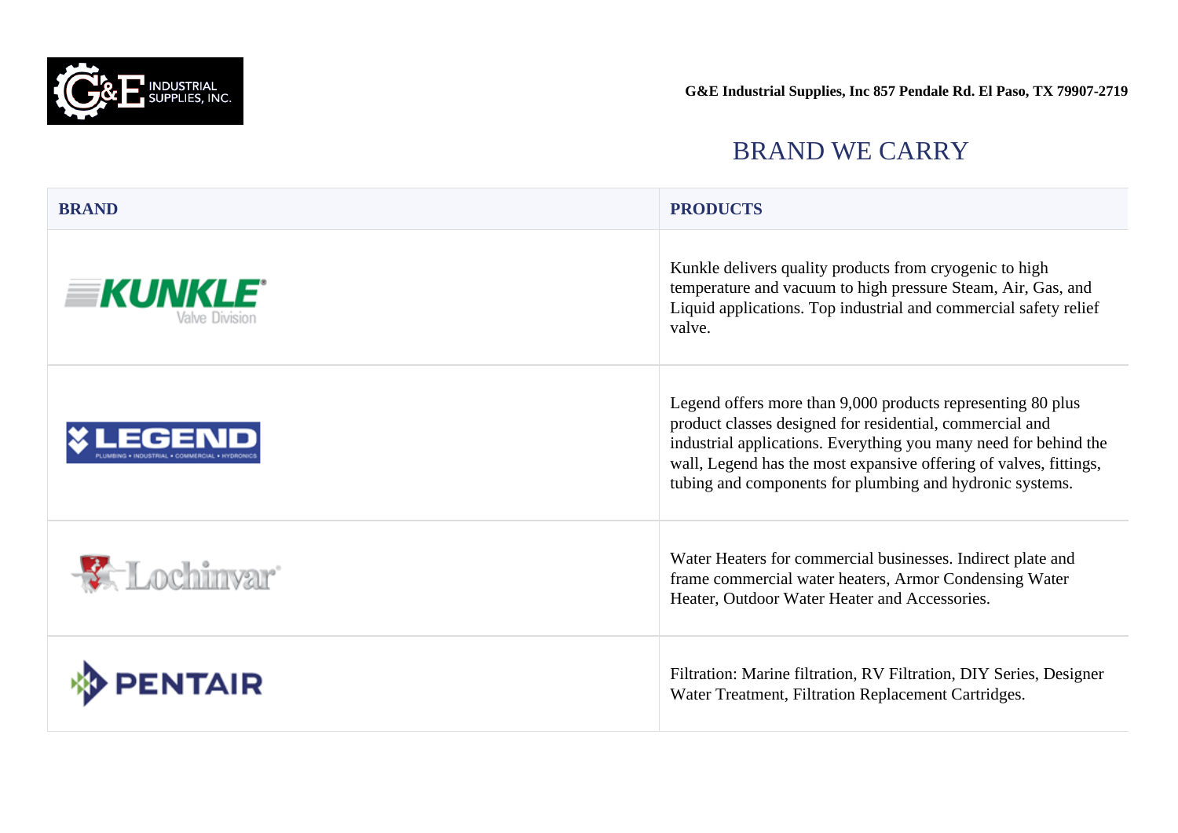G&E Industrial Supplies, Inc 857 Pendale Rd. El Paso, TX 79907-2719

## BRAND WE CARRY

| BRAND | PRODUCTS |
| --- | --- |
| KUNKLE Valve Division | Kunkle delivers quality products from cryogenic to high temperature and vacuum to high pressure Steam, Air, Gas, and Liquid applications. Top industrial and commercial safety relief valve. |
| LEGEND | Legend offers more than 9,000 products representing 80 plus product classes designed for residential, commercial and industrial applications. Everything you many need for behind the wall, Legend has the most expansive offering of valves, fittings, tubing and components for plumbing and hydronic systems. |
| Lochinvar | Water Heaters for commercial businesses. Indirect plate and frame commercial water heaters, Armor Condensing Water Heater, Outdoor Water Heater and Accessories. |
| PENTAIR | Filtration: Marine filtration, RV Filtration, DIY Series, Designer Water Treatment, Filtration Replacement Cartridges. |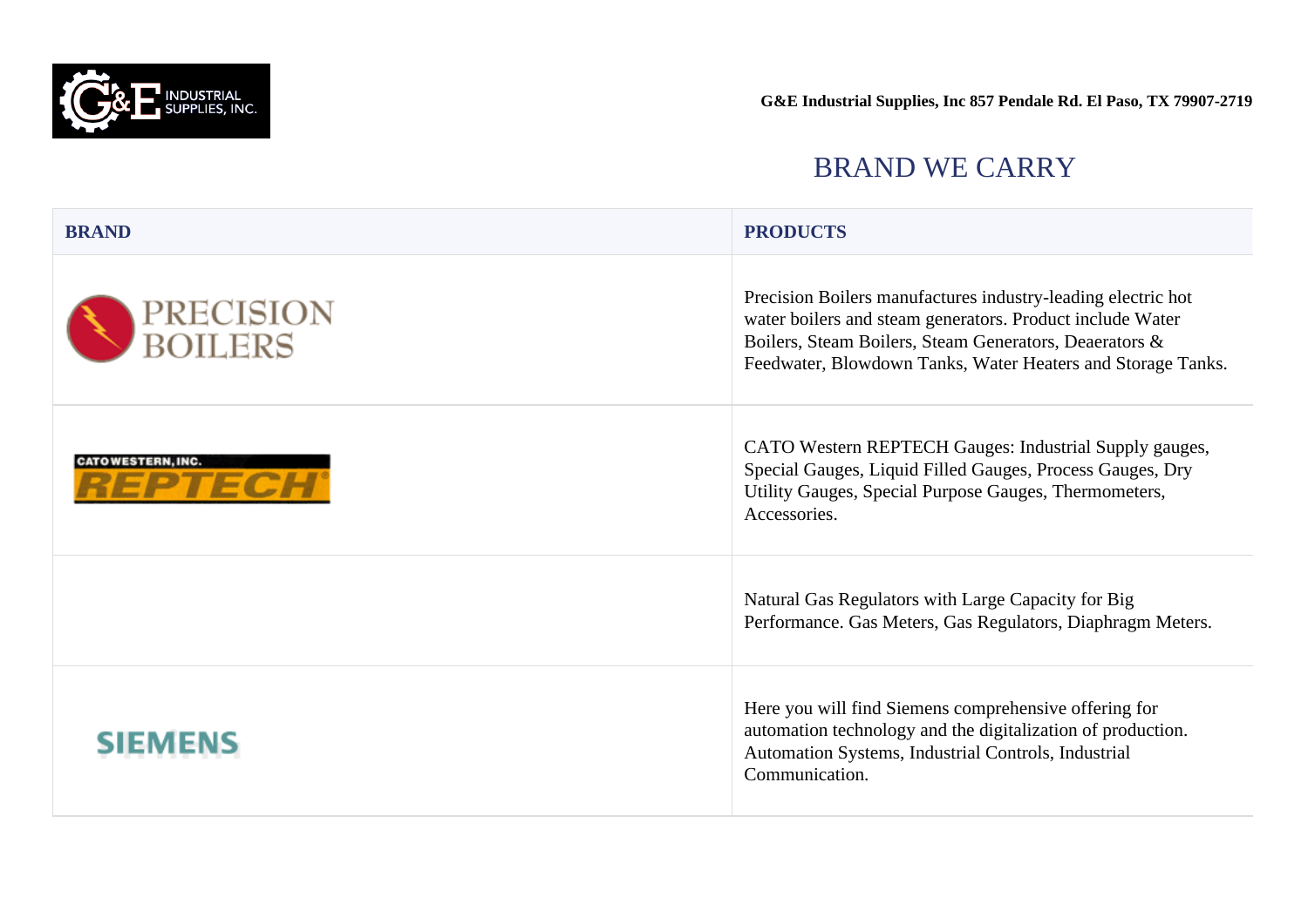G&E Industrial Supplies, Inc 857 Pendale Rd. El Paso, TX 79907-2719

## BRAND WE CARRY

| BRAND | PRODUCTS |
|---|---|
| PRECISION BOILERS | Precision Boilers manufactures industry-leading electric hot water boilers and steam generators. Product include Water Boilers, Steam Boilers, Steam Generators, Deaerators & Feedwater, Blowdown Tanks, Water Heaters and Storage Tanks. |
| CATO WESTERN, INC. REPTECH | CATO Western REPTECH Gauges: Industrial Supply gauges, Special Gauges, Liquid Filled Gauges, Process Gauges, Dry Utility Gauges, Special Purpose Gauges, Thermometers, Accessories. |
| | Natural Gas Regulators with Large Capacity for Big Performance. Gas Meters, Gas Regulators, Diaphragm Meters. |
| SIEMENS | Here you will find Siemens comprehensive offering for automation technology and the digitalization of production. Automation Systems, Industrial Controls, Industrial Communication. |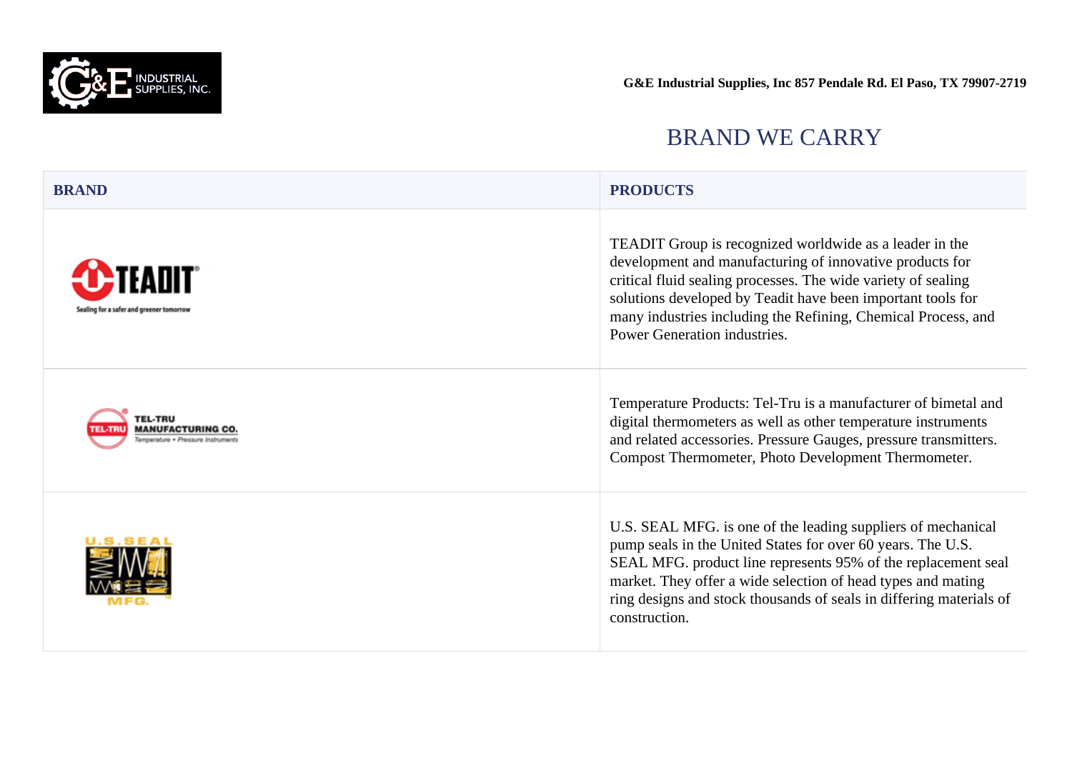G&E Industrial Supplies, Inc 857 Pendale Rd. El Paso, TX 79907-2719

## BRAND WE CARRY

| BRAND | PRODUCTS |
|---|---|
| TEADIT — Sealing for a safer and greener tomorrow | TEADIT Group is recognized worldwide as a leader in the development and manufacturing of innovative products for critical fluid sealing processes. The wide variety of sealing solutions developed by Teadit have been important tools for many industries including the Refining, Chemical Process, and Power Generation industries. |
| TEL-TRU MANUFACTURING CO. — Temperature + Pressure Instruments | Temperature Products: Tel-Tru is a manufacturer of bimetal and digital thermometers as well as other temperature instruments and related accessories. Pressure Gauges, pressure transmitters. Compost Thermometer, Photo Development Thermometer. |
| U.S. SEAL MFG. | U.S. SEAL MFG. is one of the leading suppliers of mechanical pump seals in the United States for over 60 years. The U.S. SEAL MFG. product line represents 95% of the replacement seal market. They offer a wide selection of head types and mating ring designs and stock thousands of seals in differing materials of construction. |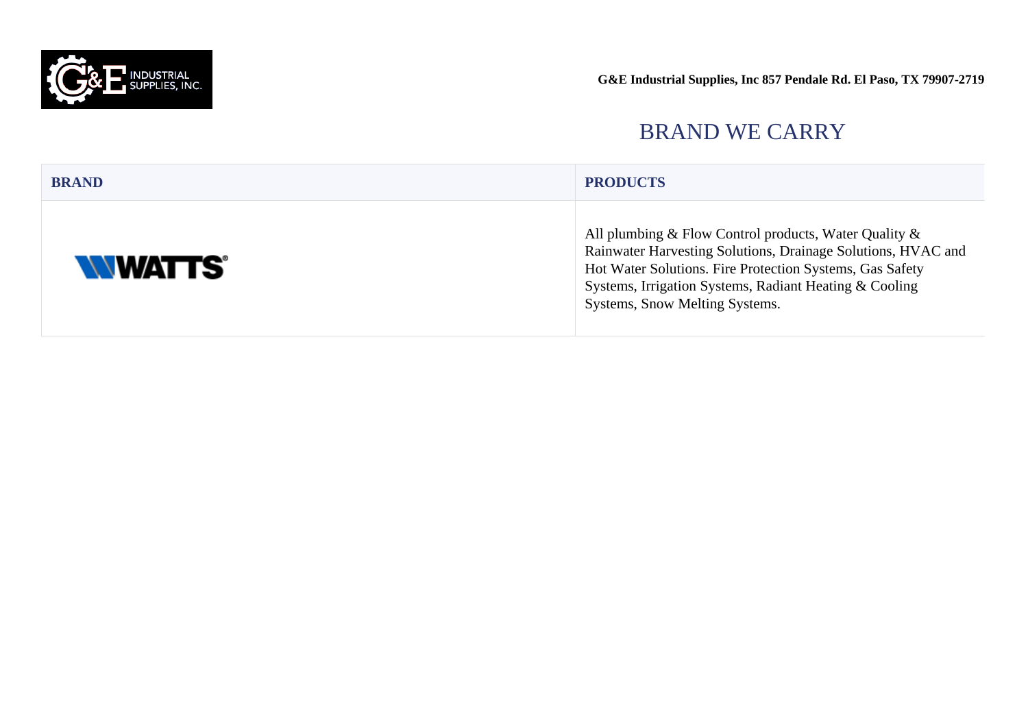**G&E Industrial Supplies, Inc 857 Pendale Rd. El Paso, TX 79907-2719**

# BRAND WE CARRY

| BRAND | PRODUCTS |
|---|---|
| WATTS | All plumbing & Flow Control products, Water Quality & Rainwater Harvesting Solutions, Drainage Solutions, HVAC and Hot Water Solutions. Fire Protection Systems, Gas Safety Systems, Irrigation Systems, Radiant Heating & Cooling Systems, Snow Melting Systems. |